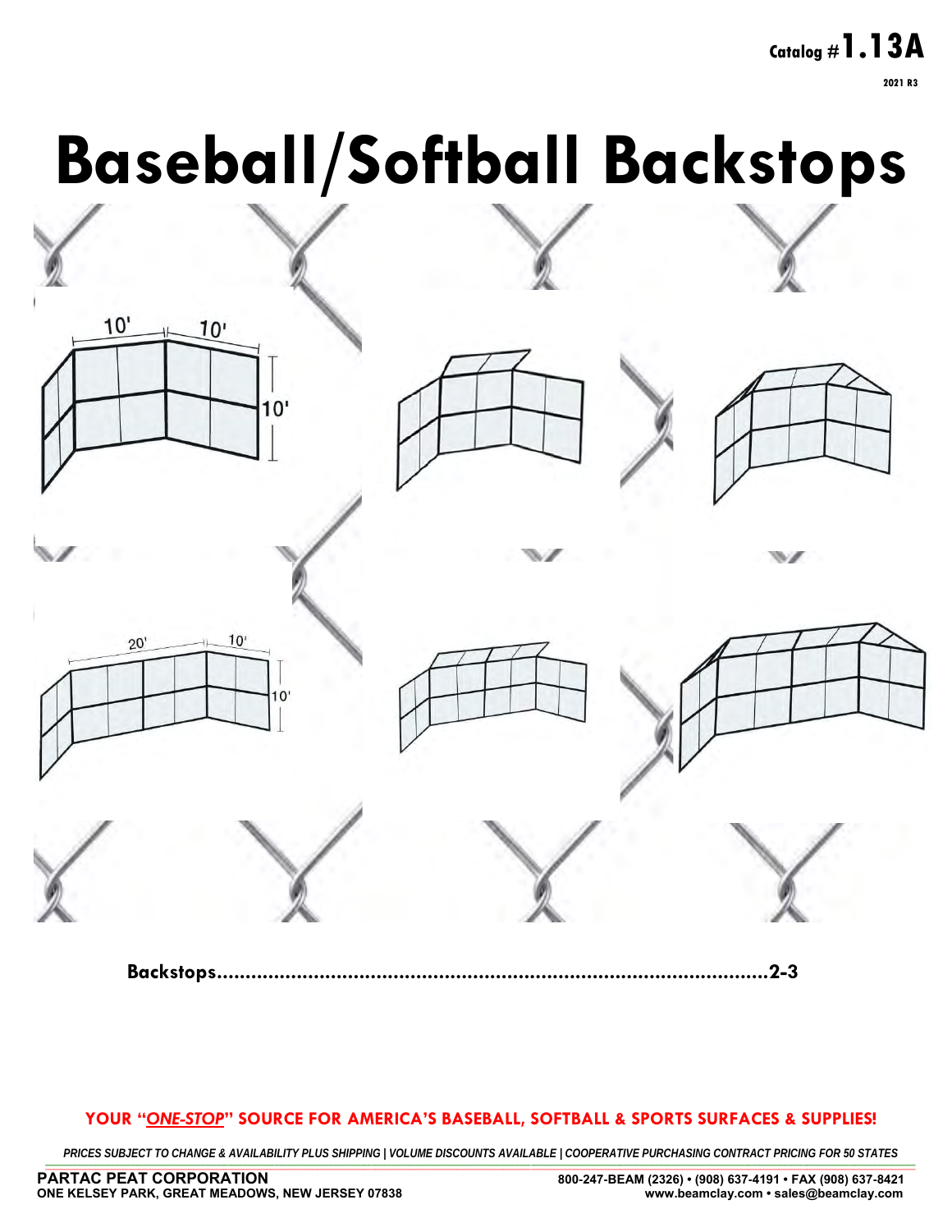Catalog #**1.13A**

2021 R3

# Baseball/Softball Backstops

10' 10' 10'

20' 10' 10'

**Backstops..........................................................................................2-3**

**YOUR "*ONE-STOP*" SOURCE FOR AMERICA'S BASEBALL, SOFTBALL & SPORTS SURFACES & SUPPLIES!**

*PRICES SUBJECT TO CHANGE & AVAILABILITY PLUS SHIPPING | VOLUME DISCOUNTS AVAILABLE | COOPERATIVE PURCHASING CONTRACT PRICING FOR 50 STATES*

**PARTAC PEAT CORPORATION**
**ONE KELSEY PARK, GREAT MEADOWS, NEW JERSEY 07838**

**800-247-BEAM (2326) • (908) 637-4191 • FAX (908) 637-8421**
**www.beamclay.com • sales@beamclay.com**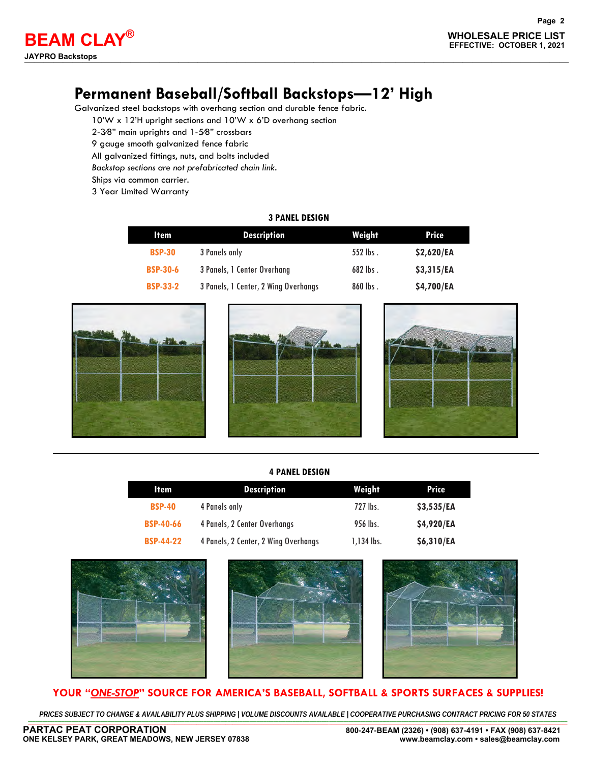# Permanent Baseball/Softball Backstops—12' High

Galvanized steel backstops with overhang section and durable fence fabric.

- 10'W x 12'H upright sections and 10'W x 6'D overhang section
- 2-3⁄8" main uprights and 1-5⁄8" crossbars
- 9 gauge smooth galvanized fence fabric
- All galvanized fittings, nuts, and bolts included
- *Backstop sections are not prefabricated chain link.*
- Ships via common carrier.
- 3 Year Limited Warranty

**3 PANEL DESIGN**

| Item | Description | Weight | Price |
|---|---|---|---|
| BSP-30 | 3 Panels only | 552 lbs . | $2,620/EA |
| BSP-30-6 | 3 Panels, 1 Center Overhang | 682 lbs . | $3,315/EA |
| BSP-33-2 | 3 Panels, 1 Center, 2 Wing Overhangs | 860 lbs . | $4,700/EA |

**4 PANEL DESIGN**

| Item | Description | Weight | Price |
|---|---|---|---|
| BSP-40 | 4 Panels only | 727 lbs. | $3,535/EA |
| BSP-40-66 | 4 Panels, 2 Center Overhangs | 956 lbs. | $4,920/EA |
| BSP-44-22 | 4 Panels, 2 Center, 2 Wing Overhangs | 1,134 lbs. | $6,310/EA |

**YOUR "*ONE-STOP*" SOURCE FOR AMERICA'S BASEBALL, SOFTBALL & SPORTS SURFACES & SUPPLIES!**

*PRICES SUBJECT TO CHANGE & AVAILABILITY PLUS SHIPPING | VOLUME DISCOUNTS AVAILABLE | COOPERATIVE PURCHASING CONTRACT PRICING FOR 50 STATES*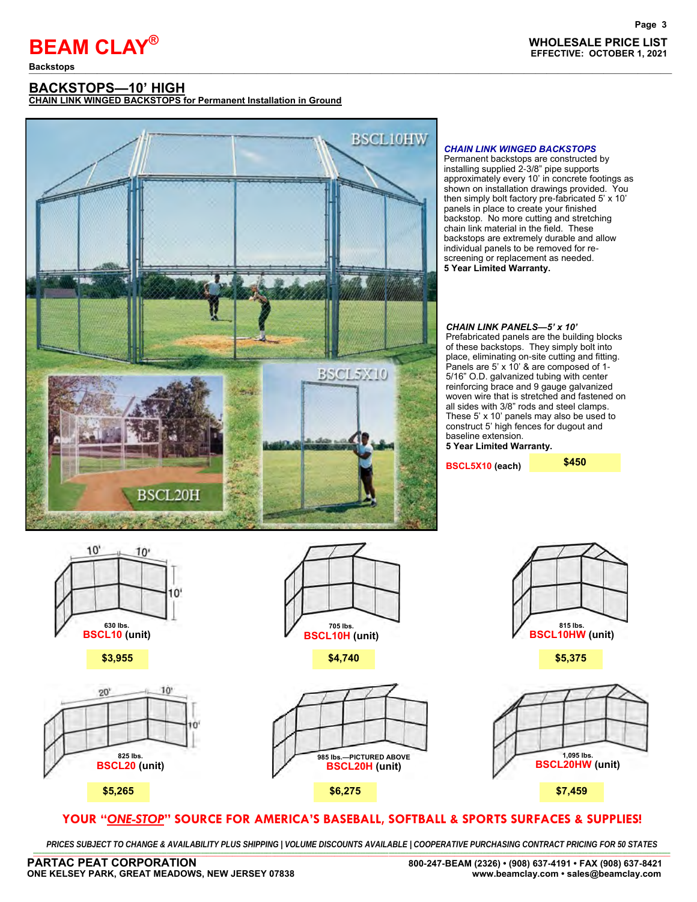# BEAM CLAY®

**Backstops**

**WHOLESALE PRICE LIST**
**EFFECTIVE: OCTOBER 1, 2021**

## BACKSTOPS—10' HIGH

**CHAIN LINK WINGED BACKSTOPS for Permanent Installation in Ground**

### *CHAIN LINK WINGED BACKSTOPS*

Permanent backstops are constructed by installing supplied 2-3/8" pipe supports approximately every 10' in concrete footings as shown on installation drawings provided. You then simply bolt factory pre-fabricated 5' x 10' panels in place to create your finished backstop. No more cutting and stretching chain link material in the field. These backstops are extremely durable and allow individual panels to be removed for re-screening or replacement as needed.
**5 Year Limited Warranty.**

### *CHAIN LINK PANELS—5' x 10'*

Prefabricated panels are the building blocks of these backstops. They simply bolt into place, eliminating on-site cutting and fitting. Panels are 5' x 10' & are composed of 1-5/16" O.D. galvanized tubing with center reinforcing brace and 9 gauge galvanized woven wire that is stretched and fastened on all sides with 3/8" rods and steel clamps. These 5' x 10' panels may also be used to construct 5' high fences for dugout and baseline extension.
**5 Year Limited Warranty.**

**BSCL5X10 (each)** **$450**

| Model | Weight | Price |
|---|---|---|
| BSCL10 (unit) | 630 lbs. | $3,955 |
| BSCL10H (unit) | 705 lbs. | $4,740 |
| BSCL10HW (unit) | 815 lbs. | $5,375 |
| BSCL20 (unit) | 825 lbs. | $5,265 |
| BSCL20H (unit) | 985 lbs.—PICTURED ABOVE | $6,275 |
| BSCL20HW (unit) | 1,095 lbs. | $7,459 |

**YOUR "*ONE-STOP*" SOURCE FOR AMERICA'S BASEBALL, SOFTBALL & SPORTS SURFACES & SUPPLIES!**

*PRICES SUBJECT TO CHANGE & AVAILABILITY PLUS SHIPPING | VOLUME DISCOUNTS AVAILABLE | COOPERATIVE PURCHASING CONTRACT PRICING FOR 50 STATES*

**PARTAC PEAT CORPORATION**
**ONE KELSEY PARK, GREAT MEADOWS, NEW JERSEY 07838**
**800-247-BEAM (2326) • (908) 637-4191 • FAX (908) 637-8421**
**www.beamclay.com • sales@beamclay.com**